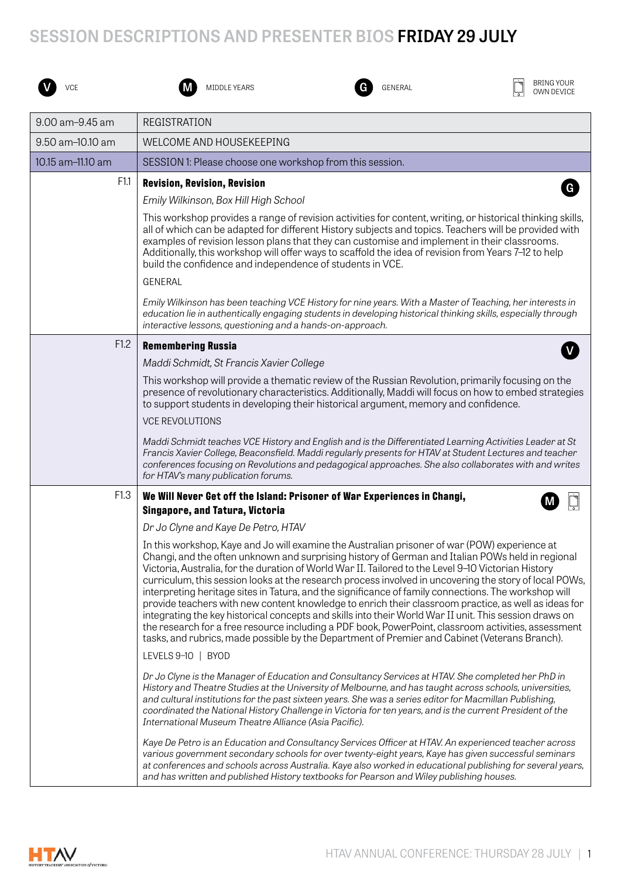# SESSION DESCRIPTIONS AND PRESENTER BIOS **FRIDAY 29 JULY**

V VCE | M MIDDLE YEARS | G GENERAL | BRING YOUR OWN DEVICE

| Time | Session |
|---|---|
| 9.00 am–9.45 am | REGISTRATION |
| 9.50 am–10.10 am | WELCOME AND HOUSEKEEPING |
| 10.15 am–11.10 am | SESSION 1: Please choose one workshop from this session. |

### F1.1 Revision, Revision, Revision (G)

*Emily Wilkinson, Box Hill High School*

This workshop provides a range of revision activities for content, writing, or historical thinking skills, all of which can be adapted for different History subjects and topics. Teachers will be provided with examples of revision lesson plans that they can customise and implement in their classrooms. Additionally, this workshop will offer ways to scaffold the idea of revision from Years 7–12 to help build the confidence and independence of students in VCE.

GENERAL

*Emily Wilkinson has been teaching VCE History for nine years. With a Master of Teaching, her interests in education lie in authentically engaging students in developing historical thinking skills, especially through interactive lessons, questioning and a hands-on-approach.*

### F1.2 Remembering Russia (V)

*Maddi Schmidt, St Francis Xavier College*

This workshop will provide a thematic review of the Russian Revolution, primarily focusing on the presence of revolutionary characteristics. Additionally, Maddi will focus on how to embed strategies to support students in developing their historical argument, memory and confidence.

VCE REVOLUTIONS

*Maddi Schmidt teaches VCE History and English and is the Differentiated Learning Activities Leader at St Francis Xavier College, Beaconsfield. Maddi regularly presents for HTAV at Student Lectures and teacher conferences focusing on Revolutions and pedagogical approaches. She also collaborates with and writes for HTAV's many publication forums.*

### F1.3 We Will Never Get off the Island: Prisoner of War Experiences in Changi, Singapore, and Tatura, Victoria (M) (BYOD)

*Dr Jo Clyne and Kaye De Petro, HTAV*

In this workshop, Kaye and Jo will examine the Australian prisoner of war (POW) experience at Changi, and the often unknown and surprising history of German and Italian POWs held in regional Victoria, Australia, for the duration of World War II. Tailored to the Level 9–10 Victorian History curriculum, this session looks at the research process involved in uncovering the story of local POWs, interpreting heritage sites in Tatura, and the significance of family connections. The workshop will provide teachers with new content knowledge to enrich their classroom practice, as well as ideas for integrating the key historical concepts and skills into their World War II unit. This session draws on the research for a free resource including a PDF book, PowerPoint, classroom activities, assessment tasks, and rubrics, made possible by the Department of Premier and Cabinet (Veterans Branch).

LEVELS 9–10 | BYOD

*Dr Jo Clyne is the Manager of Education and Consultancy Services at HTAV. She completed her PhD in History and Theatre Studies at the University of Melbourne, and has taught across schools, universities, and cultural institutions for the past sixteen years. She was a series editor for Macmillan Publishing, coordinated the National History Challenge in Victoria for ten years, and is the current President of the International Museum Theatre Alliance (Asia Pacific).*

*Kaye De Petro is an Education and Consultancy Services Officer at HTAV. An experienced teacher across various government secondary schools for over twenty-eight years, Kaye has given successful seminars at conferences and schools across Australia. Kaye also worked in educational publishing for several years, and has written and published History textbooks for Pearson and Wiley publishing houses.*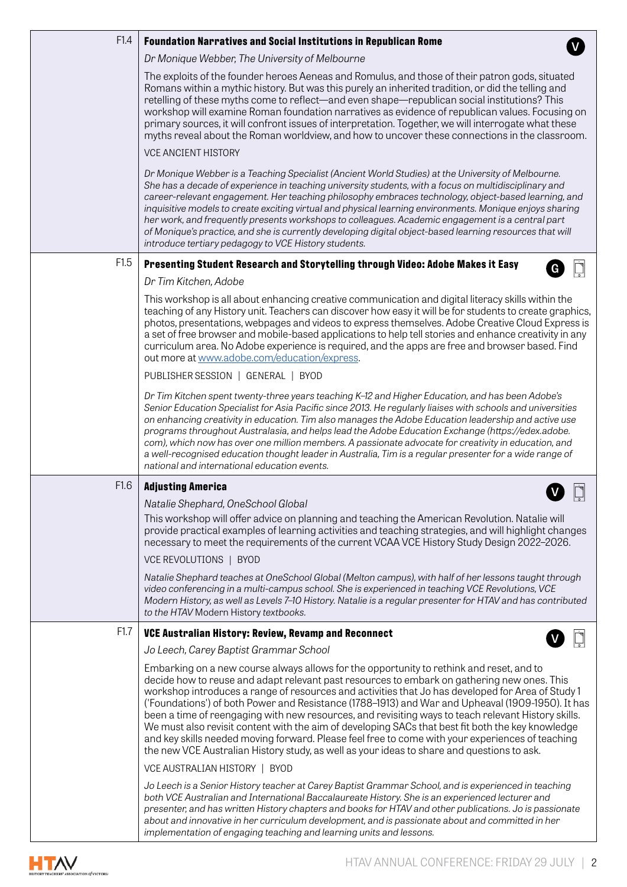### F1.4 Foundation Narratives and Social Institutions in Republican Rome

V

*Dr Monique Webber, The University of Melbourne*

The exploits of the founder heroes Aeneas and Romulus, and those of their patron gods, situated Romans within a mythic history. But was this purely an inherited tradition, or did the telling and retelling of these myths come to reflect—and even shape—republican social institutions? This workshop will examine Roman foundation narratives as evidence of republican values. Focusing on primary sources, it will confront issues of interpretation. Together, we will interrogate what these myths reveal about the Roman worldview, and how to uncover these connections in the classroom.

VCE ANCIENT HISTORY

*Dr Monique Webber is a Teaching Specialist (Ancient World Studies) at the University of Melbourne. She has a decade of experience in teaching university students, with a focus on multidisciplinary and career-relevant engagement. Her teaching philosophy embraces technology, object-based learning, and inquisitive models to create exciting virtual and physical learning environments. Monique enjoys sharing her work, and frequently presents workshops to colleagues. Academic engagement is a central part of Monique's practice, and she is currently developing digital object-based learning resources that will introduce tertiary pedagogy to VCE History students.*

### F1.5 Presenting Student Research and Storytelling through Video: Adobe Makes it Easy

G

*Dr Tim Kitchen, Adobe*

This workshop is all about enhancing creative communication and digital literacy skills within the teaching of any History unit. Teachers can discover how easy it will be for students to create graphics, photos, presentations, webpages and videos to express themselves. Adobe Creative Cloud Express is a set of free browser and mobile-based applications to help tell stories and enhance creativity in any curriculum area. No Adobe experience is required, and the apps are free and browser based. Find out more at www.adobe.com/education/express.

PUBLISHER SESSION | GENERAL | BYOD

*Dr Tim Kitchen spent twenty-three years teaching K–12 and Higher Education, and has been Adobe's Senior Education Specialist for Asia Pacific since 2013. He regularly liaises with schools and universities on enhancing creativity in education. Tim also manages the Adobe Education leadership and active use programs throughout Australasia, and helps lead the Adobe Education Exchange (https://edex.adobe.com), which now has over one million members. A passionate advocate for creativity in education, and a well-recognised education thought leader in Australia, Tim is a regular presenter for a wide range of national and international education events.*

### F1.6 Adjusting America

V

*Natalie Shephard, OneSchool Global*

This workshop will offer advice on planning and teaching the American Revolution. Natalie will provide practical examples of learning activities and teaching strategies, and will highlight changes necessary to meet the requirements of the current VCAA VCE History Study Design 2022–2026.

VCE REVOLUTIONS | BYOD

*Natalie Shephard teaches at OneSchool Global (Melton campus), with half of her lessons taught through video conferencing in a multi-campus school. She is experienced in teaching VCE Revolutions, VCE Modern History, as well as Levels 7–10 History. Natalie is a regular presenter for HTAV and has contributed to the HTAV Modern History textbooks.*

### F1.7 VCE Australian History: Review, Revamp and Reconnect

V

*Jo Leech, Carey Baptist Grammar School*

Embarking on a new course always allows for the opportunity to rethink and reset, and to decide how to reuse and adapt relevant past resources to embark on gathering new ones. This workshop introduces a range of resources and activities that Jo has developed for Area of Study 1 ('Foundations') of both Power and Resistance (1788–1913) and War and Upheaval (1909-1950). It has been a time of reengaging with new resources, and revisiting ways to teach relevant History skills. We must also revisit content with the aim of developing SACs that best fit both the key knowledge and key skills needed moving forward. Please feel free to come with your experiences of teaching the new VCE Australian History study, as well as your ideas to share and questions to ask.

VCE AUSTRALIAN HISTORY | BYOD

*Jo Leech is a Senior History teacher at Carey Baptist Grammar School, and is experienced in teaching both VCE Australian and International Baccalaureate History. She is an experienced lecturer and presenter, and has written History chapters and books for HTAV and other publications. Jo is passionate about and innovative in her curriculum development, and is passionate about and committed in her implementation of engaging teaching and learning units and lessons.*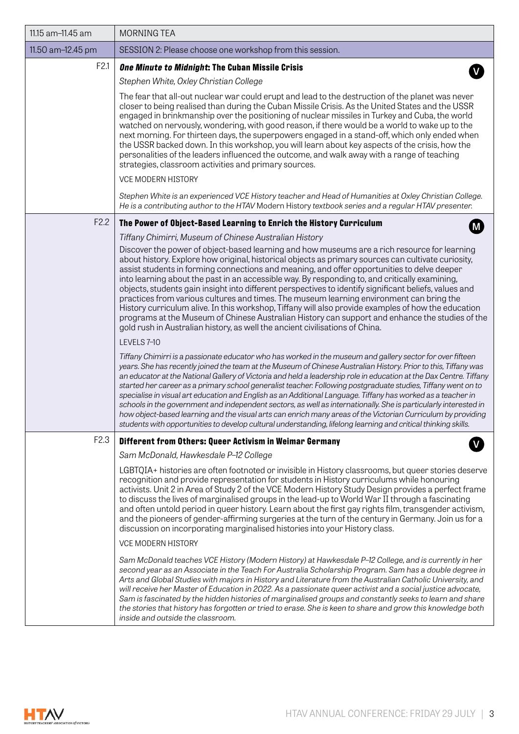| 11.15 am–11.45 am | MORNING TEA |
|---|---|
| 11.50 am–12.45 pm | SESSION 2: Please choose one workshop from this session. |

### F2.1 ***One Minute to Midnight*: The Cuban Missile Crisis** (V)

*Stephen White, Oxley Christian College*

The fear that all-out nuclear war could erupt and lead to the destruction of the planet was never closer to being realised than during the Cuban Missile Crisis. As the United States and the USSR engaged in brinkmanship over the positioning of nuclear missiles in Turkey and Cuba, the world watched on nervously, wondering, with good reason, if there would be a world to wake up to the next morning. For thirteen days, the superpowers engaged in a stand-off, which only ended when the USSR backed down. In this workshop, you will learn about key aspects of the crisis, how the personalities of the leaders influenced the outcome, and walk away with a range of teaching strategies, classroom activities and primary sources.

VCE MODERN HISTORY

*Stephen White is an experienced VCE History teacher and Head of Humanities at Oxley Christian College. He is a contributing author to the HTAV* Modern History *textbook series and a regular HTAV presenter.*

### F2.2 **The Power of Object-Based Learning to Enrich the History Curriculum** (M)

*Tiffany Chimirri, Museum of Chinese Australian History*

Discover the power of object-based learning and how museums are a rich resource for learning about history. Explore how original, historical objects as primary sources can cultivate curiosity, assist students in forming connections and meaning, and offer opportunities to delve deeper into learning about the past in an accessible way. By responding to, and critically examining, objects, students gain insight into different perspectives to identify significant beliefs, values and practices from various cultures and times. The museum learning environment can bring the History curriculum alive. In this workshop, Tiffany will also provide examples of how the education programs at the Museum of Chinese Australian History can support and enhance the studies of the gold rush in Australian history, as well the ancient civilisations of China.

LEVELS 7–10

*Tiffany Chimirri is a passionate educator who has worked in the museum and gallery sector for over fifteen years. She has recently joined the team at the Museum of Chinese Australian History. Prior to this, Tiffany was an educator at the National Gallery of Victoria and held a leadership role in education at the Dax Centre. Tiffany started her career as a primary school generalist teacher. Following postgraduate studies, Tiffany went on to specialise in visual art education and English as an Additional Language. Tiffany has worked as a teacher in schools in the government and independent sectors, as well as internationally. She is particularly interested in how object-based learning and the visual arts can enrich many areas of the Victorian Curriculum by providing students with opportunities to develop cultural understanding, lifelong learning and critical thinking skills.*

### F2.3 **Different from Others: Queer Activism in Weimar Germany** (V)

*Sam McDonald, Hawkesdale P–12 College*

LGBTQIA+ histories are often footnoted or invisible in History classrooms, but queer stories deserve recognition and provide representation for students in History curriculums while honouring activists. Unit 2 in Area of Study 2 of the VCE Modern History Study Design provides a perfect frame to discuss the lives of marginalised groups in the lead-up to World War II through a fascinating and often untold period in queer history. Learn about the first gay rights film, transgender activism, and the pioneers of gender-affirming surgeries at the turn of the century in Germany. Join us for a discussion on incorporating marginalised histories into your History class.

VCE MODERN HISTORY

*Sam McDonald teaches VCE History (Modern History) at Hawkesdale P–12 College, and is currently in her second year as an Associate in the Teach For Australia Scholarship Program. Sam has a double degree in Arts and Global Studies with majors in History and Literature from the Australian Catholic University, and will receive her Master of Education in 2022. As a passionate queer activist and a social justice advocate, Sam is fascinated by the hidden histories of marginalised groups and constantly seeks to learn and share the stories that history has forgotten or tried to erase. She is keen to share and grow this knowledge both inside and outside the classroom.*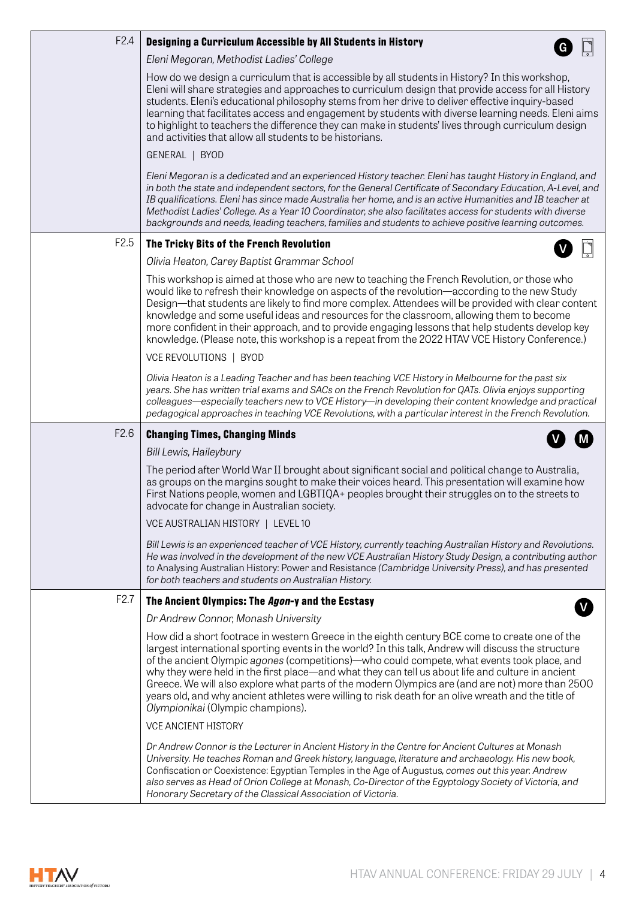F2.4

## Designing a Curriculum Accessible by All Students in History

*Eleni Megoran, Methodist Ladies' College*

How do we design a curriculum that is accessible by all students in History? In this workshop, Eleni will share strategies and approaches to curriculum design that provide access for all History students. Eleni's educational philosophy stems from her drive to deliver effective inquiry-based learning that facilitates access and engagement by students with diverse learning needs. Eleni aims to highlight to teachers the difference they can make in students' lives through curriculum design and activities that allow all students to be historians.

GENERAL | BYOD

*Eleni Megoran is a dedicated and an experienced History teacher. Eleni has taught History in England, and in both the state and independent sectors, for the General Certificate of Secondary Education, A-Level, and IB qualifications. Eleni has since made Australia her home, and is an active Humanities and IB teacher at Methodist Ladies' College. As a Year 10 Coordinator, she also facilitates access for students with diverse backgrounds and needs, leading teachers, families and students to achieve positive learning outcomes.*

F2.5

## The Tricky Bits of the French Revolution

*Olivia Heaton, Carey Baptist Grammar School*

This workshop is aimed at those who are new to teaching the French Revolution, or those who would like to refresh their knowledge on aspects of the revolution—according to the new Study Design—that students are likely to find more complex. Attendees will be provided with clear content knowledge and some useful ideas and resources for the classroom, allowing them to become more confident in their approach, and to provide engaging lessons that help students develop key knowledge. (Please note, this workshop is a repeat from the 2022 HTAV VCE History Conference.)

VCE REVOLUTIONS | BYOD

*Olivia Heaton is a Leading Teacher and has been teaching VCE History in Melbourne for the past six years. She has written trial exams and SACs on the French Revolution for QATs. Olivia enjoys supporting colleagues—especially teachers new to VCE History—in developing their content knowledge and practical pedagogical approaches in teaching VCE Revolutions, with a particular interest in the French Revolution.*

F2.6

## Changing Times, Changing Minds

*Bill Lewis, Haileybury*

The period after World War II brought about significant social and political change to Australia, as groups on the margins sought to make their voices heard. This presentation will examine how First Nations people, women and LGBTIQA+ peoples brought their struggles on to the streets to advocate for change in Australian society.

VCE AUSTRALIAN HISTORY | LEVEL 10

*Bill Lewis is an experienced teacher of VCE History, currently teaching Australian History and Revolutions. He was involved in the development of the new VCE Australian History Study Design, a contributing author to* Analysing Australian History: Power and Resistance *(Cambridge University Press), and has presented for both teachers and students on Australian History.*

F2.7

## The Ancient Olympics: The *Agon*-y and the Ecstasy

*Dr Andrew Connor, Monash University*

How did a short footrace in western Greece in the eighth century BCE come to create one of the largest international sporting events in the world? In this talk, Andrew will discuss the structure of the ancient Olympic *agones* (competitions)—who could compete, what events took place, and why they were held in the first place—and what they can tell us about life and culture in ancient Greece. We will also explore what parts of the modern Olympics are (and are not) more than 2500 years old, and why ancient athletes were willing to risk death for an olive wreath and the title of *Olympionikai* (Olympic champions).

VCE ANCIENT HISTORY

*Dr Andrew Connor is the Lecturer in Ancient History in the Centre for Ancient Cultures at Monash University. He teaches Roman and Greek history, language, literature and archaeology. His new book,* Confiscation or Coexistence: Egyptian Temples in the Age of Augustus, *comes out this year. Andrew also serves as Head of Orion College at Monash, Co-Director of the Egyptology Society of Victoria, and Honorary Secretary of the Classical Association of Victoria.*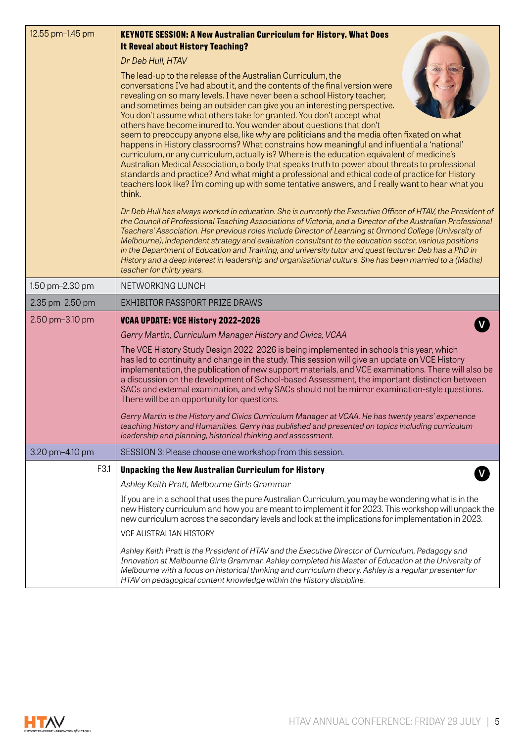| | |
|---|---|
| 12.55 pm–1.45 pm | **KEYNOTE SESSION: A New Australian Curriculum for History. What Does It Reveal about History Teaching?**<br>*Dr Deb Hull, HTAV*<br>The lead-up to the release of the Australian Curriculum, the conversations I've had about it, and the contents of the final version were revealing on so many levels. I have never been a school History teacher, and sometimes being an outsider can give you an interesting perspective. You don't assume what others take for granted. You don't accept what others have become inured to. You wonder about questions that don't seem to preoccupy anyone else, like *why* are politicians and the media often fixated on what happens in History classrooms? What constrains how meaningful and influential a 'national' curriculum, or any curriculum, actually is? Where is the education equivalent of medicine's Australian Medical Association, a body that speaks truth to power about threats to professional standards and practice? And what might a professional and ethical code of practice for History teachers look like? I'm coming up with some tentative answers, and I really want to hear what you think.<br>*Dr Deb Hull has always worked in education. She is currently the Executive Officer of HTAV, the President of the Council of Professional Teaching Associations of Victoria, and a Director of the Australian Professional Teachers' Association. Her previous roles include Director of Learning at Ormond College (University of Melbourne), independent strategy and evaluation consultant to the education sector, various positions in the Department of Education and Training, and university tutor and guest lecturer. Deb has a PhD in History and a deep interest in leadership and organisational culture. She has been married to a (Maths) teacher for thirty years.* |
| 1.50 pm–2.30 pm | NETWORKING LUNCH |
| 2.35 pm–2.50 pm | EXHIBITOR PASSPORT PRIZE DRAWS |
| 2.50 pm–3.10 pm | **VCAA UPDATE: VCE History 2022–2026** V<br>*Gerry Martin, Curriculum Manager History and Civics, VCAA*<br>The VCE History Study Design 2022–2026 is being implemented in schools this year, which has led to continuity and change in the study. This session will give an update on VCE History implementation, the publication of new support materials, and VCE examinations. There will also be a discussion on the development of School-based Assessment, the important distinction between SACs and external examination, and why SACs should not be mirror examination-style questions. There will be an opportunity for questions.<br>*Gerry Martin is the History and Civics Curriculum Manager at VCAA. He has twenty years' experience teaching History and Humanities. Gerry has published and presented on topics including curriculum leadership and planning, historical thinking and assessment.* |
| 3.20 pm–4.10 pm | SESSION 3: Please choose one workshop from this session. |
| F3.1 | **Unpacking the New Australian Curriculum for History** V<br>*Ashley Keith Pratt, Melbourne Girls Grammar*<br>If you are in a school that uses the pure Australian Curriculum, you may be wondering what is in the new History curriculum and how you are meant to implement it for 2023. This workshop will unpack the new curriculum across the secondary levels and look at the implications for implementation in 2023.<br>VCE AUSTRALIAN HISTORY<br>*Ashley Keith Pratt is the President of HTAV and the Executive Director of Curriculum, Pedagogy and Innovation at Melbourne Girls Grammar. Ashley completed his Master of Education at the University of Melbourne with a focus on historical thinking and curriculum theory. Ashley is a regular presenter for HTAV on pedagogical content knowledge within the History discipline.* |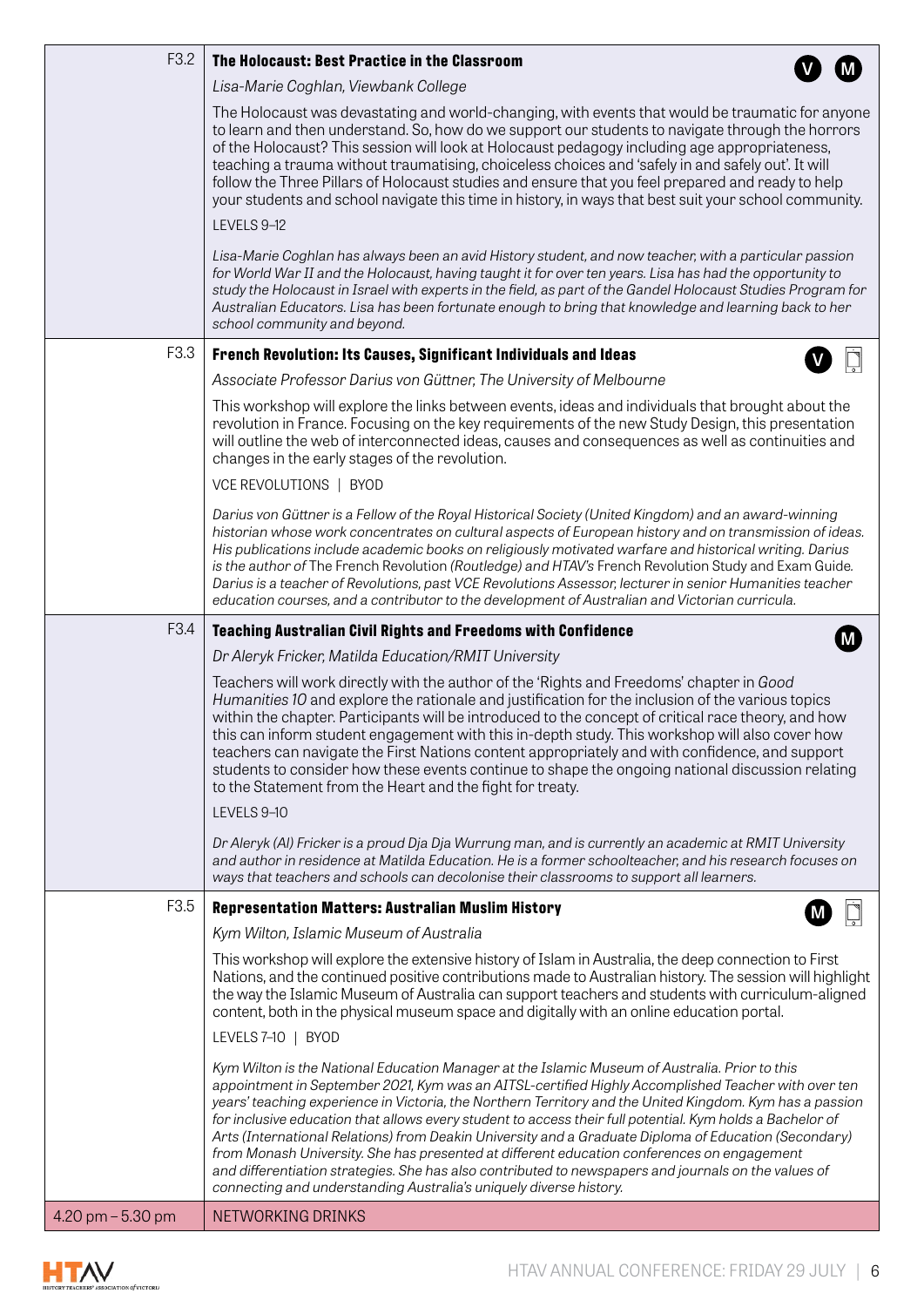| | |
|---|---|
| F3.2 | **The Holocaust: Best Practice in the Classroom** V M<br>*Lisa-Marie Coghlan, Viewbank College*<br>The Holocaust was devastating and world-changing, with events that would be traumatic for anyone to learn and then understand. So, how do we support our students to navigate through the horrors of the Holocaust? This session will look at Holocaust pedagogy including age appropriateness, teaching a trauma without traumatising, choiceless choices and 'safely in and safely out'. It will follow the Three Pillars of Holocaust studies and ensure that you feel prepared and ready to help your students and school navigate this time in history, in ways that best suit your school community.<br>LEVELS 9–12<br>*Lisa-Marie Coghlan has always been an avid History student, and now teacher, with a particular passion for World War II and the Holocaust, having taught it for over ten years. Lisa has had the opportunity to study the Holocaust in Israel with experts in the field, as part of the Gandel Holocaust Studies Program for Australian Educators. Lisa has been fortunate enough to bring that knowledge and learning back to her school community and beyond.* |
| F3.3 | **French Revolution: Its Causes, Significant Individuals and Ideas** V<br>*Associate Professor Darius von Güttner, The University of Melbourne*<br>This workshop will explore the links between events, ideas and individuals that brought about the revolution in France. Focusing on the key requirements of the new Study Design, this presentation will outline the web of interconnected ideas, causes and consequences as well as continuities and changes in the early stages of the revolution.<br>VCE REVOLUTIONS \| BYOD<br>*Darius von Güttner is a Fellow of the Royal Historical Society (United Kingdom) and an award-winning historian whose work concentrates on cultural aspects of European history and on transmission of ideas. His publications include academic books on religiously motivated warfare and historical writing. Darius is the author of* The French Revolution *(Routledge) and HTAV's* French Revolution Study and Exam Guide*. Darius is a teacher of Revolutions, past VCE Revolutions Assessor, lecturer in senior Humanities teacher education courses, and a contributor to the development of Australian and Victorian curricula.* |
| F3.4 | **Teaching Australian Civil Rights and Freedoms with Confidence** M<br>*Dr Aleryk Fricker, Matilda Education/RMIT University*<br>Teachers will work directly with the author of the 'Rights and Freedoms' chapter in *Good Humanities 10* and explore the rationale and justification for the inclusion of the various topics within the chapter. Participants will be introduced to the concept of critical race theory, and how this can inform student engagement with this in-depth study. This workshop will also cover how teachers can navigate the First Nations content appropriately and with confidence, and support students to consider how these events continue to shape the ongoing national discussion relating to the Statement from the Heart and the fight for treaty.<br>LEVELS 9–10<br>*Dr Aleryk (Al) Fricker is a proud Dja Dja Wurrung man, and is currently an academic at RMIT University and author in residence at Matilda Education. He is a former schoolteacher, and his research focuses on ways that teachers and schools can decolonise their classrooms to support all learners.* |
| F3.5 | **Representation Matters: Australian Muslim History** M<br>*Kym Wilton, Islamic Museum of Australia*<br>This workshop will explore the extensive history of Islam in Australia, the deep connection to First Nations, and the continued positive contributions made to Australian history. The session will highlight the way the Islamic Museum of Australia can support teachers and students with curriculum-aligned content, both in the physical museum space and digitally with an online education portal.<br>LEVELS 7–10 \| BYOD<br>*Kym Wilton is the National Education Manager at the Islamic Museum of Australia. Prior to this appointment in September 2021, Kym was an AITSL-certified Highly Accomplished Teacher with over ten years' teaching experience in Victoria, the Northern Territory and the United Kingdom. Kym has a passion for inclusive education that allows every student to access their full potential. Kym holds a Bachelor of Arts (International Relations) from Deakin University and a Graduate Diploma of Education (Secondary) from Monash University. She has presented at different education conferences on engagement and differentiation strategies. She has also contributed to newspapers and journals on the values of connecting and understanding Australia's uniquely diverse history.* |
| 4.20 pm – 5.30 pm | NETWORKING DRINKS |